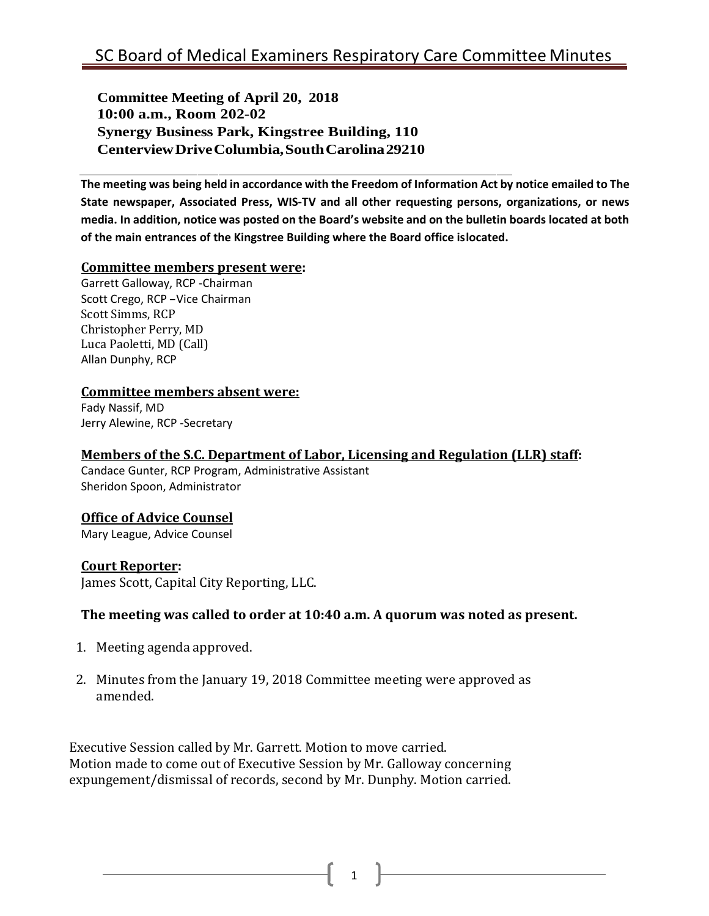# SC Board of Medical Examiners Respiratory Care Committee Minutes

**Committee Meeting of April 20, 2018**
**10:00 a.m., Room 202-02**
**Synergy Business Park, Kingstree Building, 110**
**Centerview Drive Columbia, South Carolina 29210**

**The meeting was being held in accordance with the Freedom of Information Act by notice emailed to The State newspaper, Associated Press, WIS-TV and all other requesting persons, organizations, or news media. In addition, notice was posted on the Board's website and on the bulletin boards located at both of the main entrances of the Kingstree Building where the Board office is located.**

**Committee members present were:**

Garrett Galloway, RCP -Chairman
Scott Crego, RCP –Vice Chairman
Scott Simms, RCP
Christopher Perry, MD
Luca Paoletti, MD (Call)
Allan Dunphy, RCP

**Committee members absent were:**

Fady Nassif, MD
Jerry Alewine, RCP -Secretary

**Members of the S.C. Department of Labor, Licensing and Regulation (LLR) staff:**

Candace Gunter, RCP Program, Administrative Assistant
Sheridon Spoon, Administrator

**Office of Advice Counsel**

Mary League, Advice Counsel

**Court Reporter:**

James Scott, Capital City Reporting, LLC.

**The meeting was called to order at 10:40 a.m. A quorum was noted as present.**

1. Meeting agenda approved.
2. Minutes from the January 19, 2018 Committee meeting were approved as amended.

Executive Session called by Mr. Garrett. Motion to move carried.
Motion made to come out of Executive Session by Mr. Galloway concerning expungement/dismissal of records, second by Mr. Dunphy. Motion carried.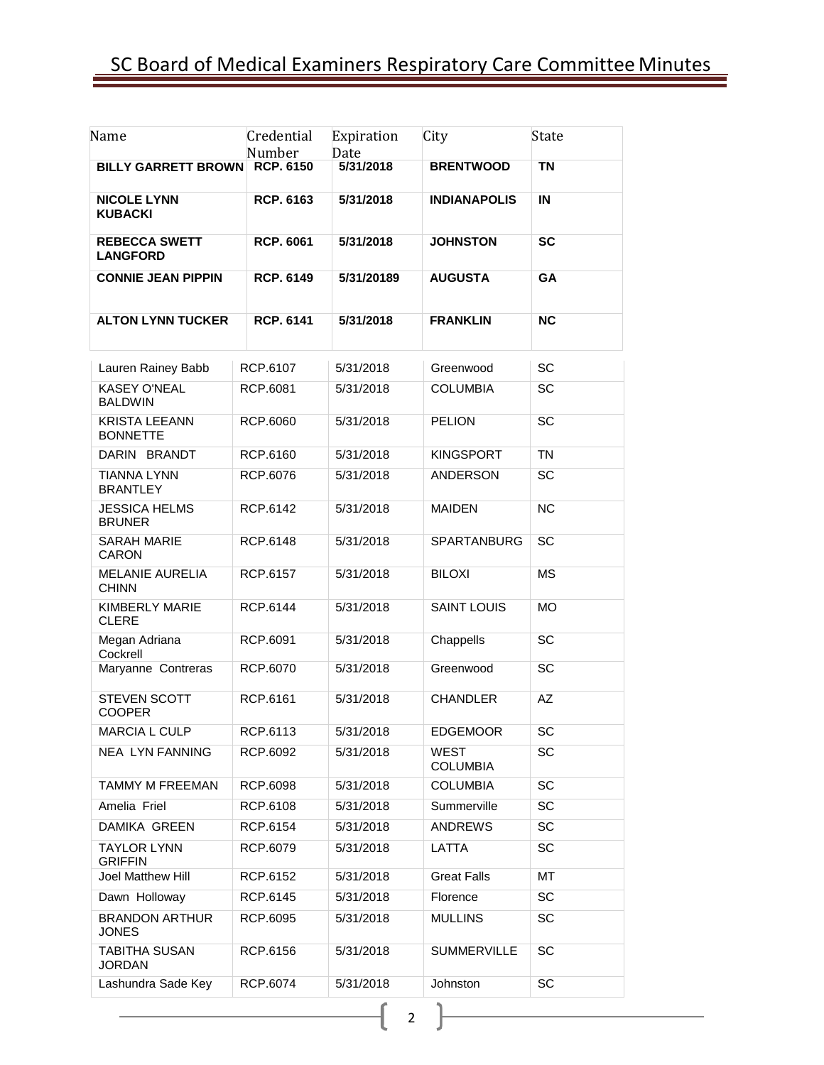| Name | Credential Number | Expiration Date | City | State |
|---|---|---|---|---|
| **BILLY GARRETT BROWN** | **RCP. 6150** | **5/31/2018** | **BRENTWOOD** | **TN** |
| **NICOLE LYNN KUBACKI** | **RCP. 6163** | **5/31/2018** | **INDIANAPOLIS** | **IN** |
| **REBECCA SWETT LANGFORD** | **RCP. 6061** | **5/31/2018** | **JOHNSTON** | **SC** |
| **CONNIE JEAN PIPPIN** | **RCP. 6149** | **5/31/20189** | **AUGUSTA** | **GA** |
| **ALTON LYNN TUCKER** | **RCP. 6141** | **5/31/2018** | **FRANKLIN** | **NC** |
| Lauren Rainey Babb | RCP.6107 | 5/31/2018 | Greenwood | SC |
| KASEY O'NEAL BALDWIN | RCP.6081 | 5/31/2018 | COLUMBIA | SC |
| KRISTA LEEANN BONNETTE | RCP.6060 | 5/31/2018 | PELION | SC |
| DARIN BRANDT | RCP.6160 | 5/31/2018 | KINGSPORT | TN |
| TIANNA LYNN BRANTLEY | RCP.6076 | 5/31/2018 | ANDERSON | SC |
| JESSICA HELMS BRUNER | RCP.6142 | 5/31/2018 | MAIDEN | NC |
| SARAH MARIE CARON | RCP.6148 | 5/31/2018 | SPARTANBURG | SC |
| MELANIE AURELIA CHINN | RCP.6157 | 5/31/2018 | BILOXI | MS |
| KIMBERLY MARIE CLERE | RCP.6144 | 5/31/2018 | SAINT LOUIS | MO |
| Megan Adriana Cockrell | RCP.6091 | 5/31/2018 | Chappells | SC |
| Maryanne Contreras | RCP.6070 | 5/31/2018 | Greenwood | SC |
| STEVEN SCOTT COOPER | RCP.6161 | 5/31/2018 | CHANDLER | AZ |
| MARCIA L CULP | RCP.6113 | 5/31/2018 | EDGEMOOR | SC |
| NEA LYN FANNING | RCP.6092 | 5/31/2018 | WEST COLUMBIA | SC |
| TAMMY M FREEMAN | RCP.6098 | 5/31/2018 | COLUMBIA | SC |
| Amelia Friel | RCP.6108 | 5/31/2018 | Summerville | SC |
| DAMIKA GREEN | RCP.6154 | 5/31/2018 | ANDREWS | SC |
| TAYLOR LYNN GRIFFIN | RCP.6079 | 5/31/2018 | LATTA | SC |
| Joel Matthew Hill | RCP.6152 | 5/31/2018 | Great Falls | MT |
| Dawn Holloway | RCP.6145 | 5/31/2018 | Florence | SC |
| BRANDON ARTHUR JONES | RCP.6095 | 5/31/2018 | MULLINS | SC |
| TABITHA SUSAN JORDAN | RCP.6156 | 5/31/2018 | SUMMERVILLE | SC |
| Lashundra Sade Key | RCP.6074 | 5/31/2018 | Johnston | SC |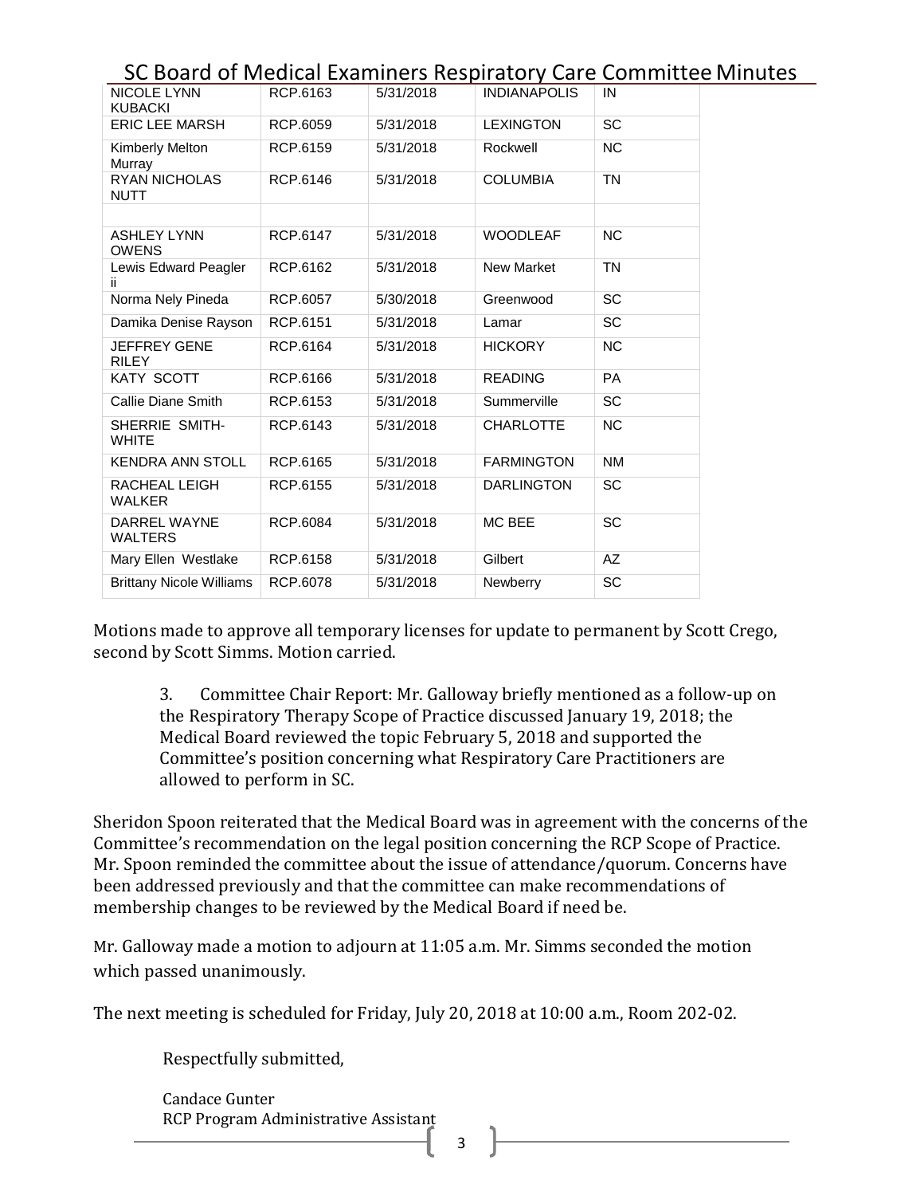| | | | | |
|---|---|---|---|---|
| NICOLE LYNN KUBACKI | RCP.6163 | 5/31/2018 | INDIANAPOLIS | IN |
| ERIC LEE MARSH | RCP.6059 | 5/31/2018 | LEXINGTON | SC |
| Kimberly Melton Murray | RCP.6159 | 5/31/2018 | Rockwell | NC |
| RYAN NICHOLAS NUTT | RCP.6146 | 5/31/2018 | COLUMBIA | TN |
| | | | | |
| ASHLEY LYNN OWENS | RCP.6147 | 5/31/2018 | WOODLEAF | NC |
| Lewis Edward Peagler ii | RCP.6162 | 5/31/2018 | New Market | TN |
| Norma Nely Pineda | RCP.6057 | 5/30/2018 | Greenwood | SC |
| Damika Denise Rayson | RCP.6151 | 5/31/2018 | Lamar | SC |
| JEFFREY GENE RILEY | RCP.6164 | 5/31/2018 | HICKORY | NC |
| KATY SCOTT | RCP.6166 | 5/31/2018 | READING | PA |
| Callie Diane Smith | RCP.6153 | 5/31/2018 | Summerville | SC |
| SHERRIE SMITH-WHITE | RCP.6143 | 5/31/2018 | CHARLOTTE | NC |
| KENDRA ANN STOLL | RCP.6165 | 5/31/2018 | FARMINGTON | NM |
| RACHEAL LEIGH WALKER | RCP.6155 | 5/31/2018 | DARLINGTON | SC |
| DARREL WAYNE WALTERS | RCP.6084 | 5/31/2018 | MC BEE | SC |
| Mary Ellen Westlake | RCP.6158 | 5/31/2018 | Gilbert | AZ |
| Brittany Nicole Williams | RCP.6078 | 5/31/2018 | Newberry | SC |

Motions made to approve all temporary licenses for update to permanent by Scott Crego, second by Scott Simms. Motion carried.

3. Committee Chair Report: Mr. Galloway briefly mentioned as a follow-up on the Respiratory Therapy Scope of Practice discussed January 19, 2018; the Medical Board reviewed the topic February 5, 2018 and supported the Committee's position concerning what Respiratory Care Practitioners are allowed to perform in SC.

Sheridon Spoon reiterated that the Medical Board was in agreement with the concerns of the Committee's recommendation on the legal position concerning the RCP Scope of Practice. Mr. Spoon reminded the committee about the issue of attendance/quorum. Concerns have been addressed previously and that the committee can make recommendations of membership changes to be reviewed by the Medical Board if need be.

Mr. Galloway made a motion to adjourn at 11:05 a.m. Mr. Simms seconded the motion which passed unanimously.

The next meeting is scheduled for Friday, July 20, 2018 at 10:00 a.m., Room 202-02.

Respectfully submitted,

Candace Gunter
RCP Program Administrative Assistant